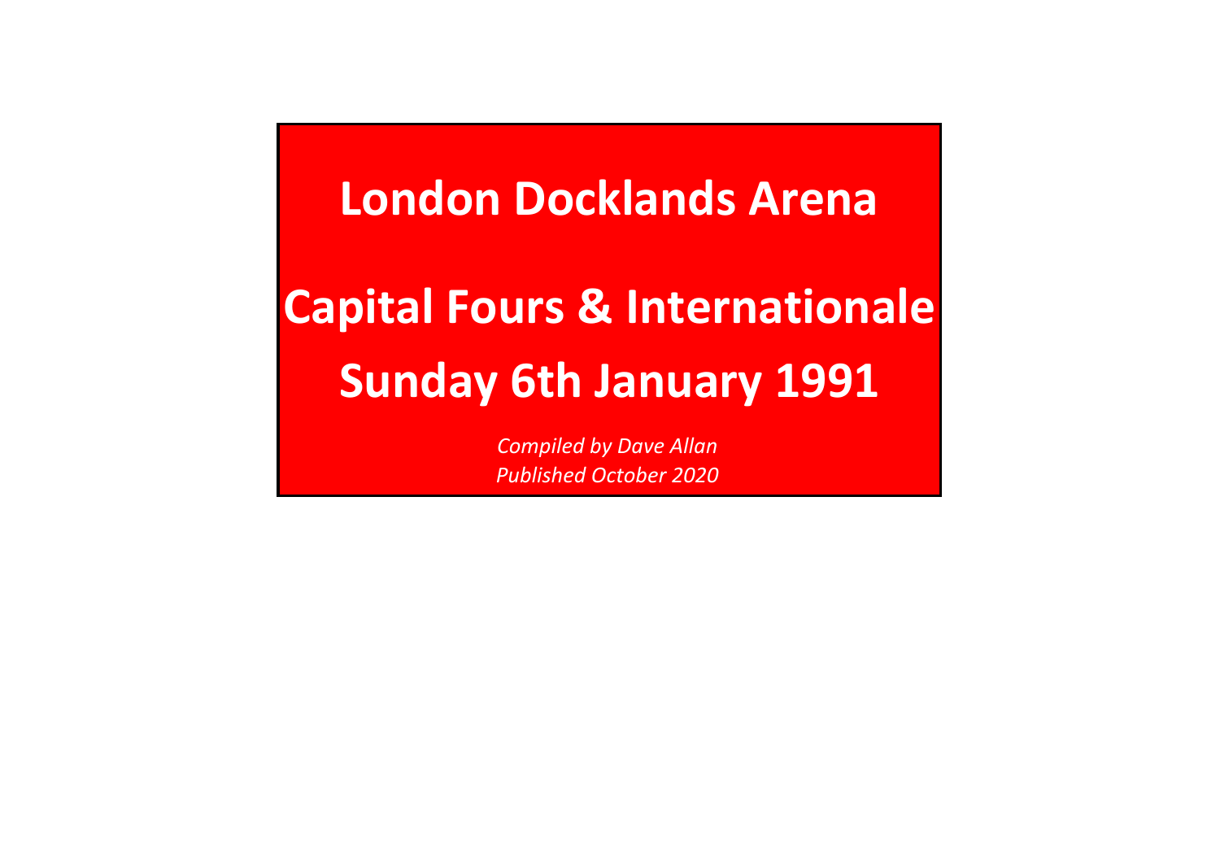# London Docklands Arena

# Capital Fours & Internationale

# Sunday 6th January 1991

*Compiled by Dave Allan*
*Published October 2020*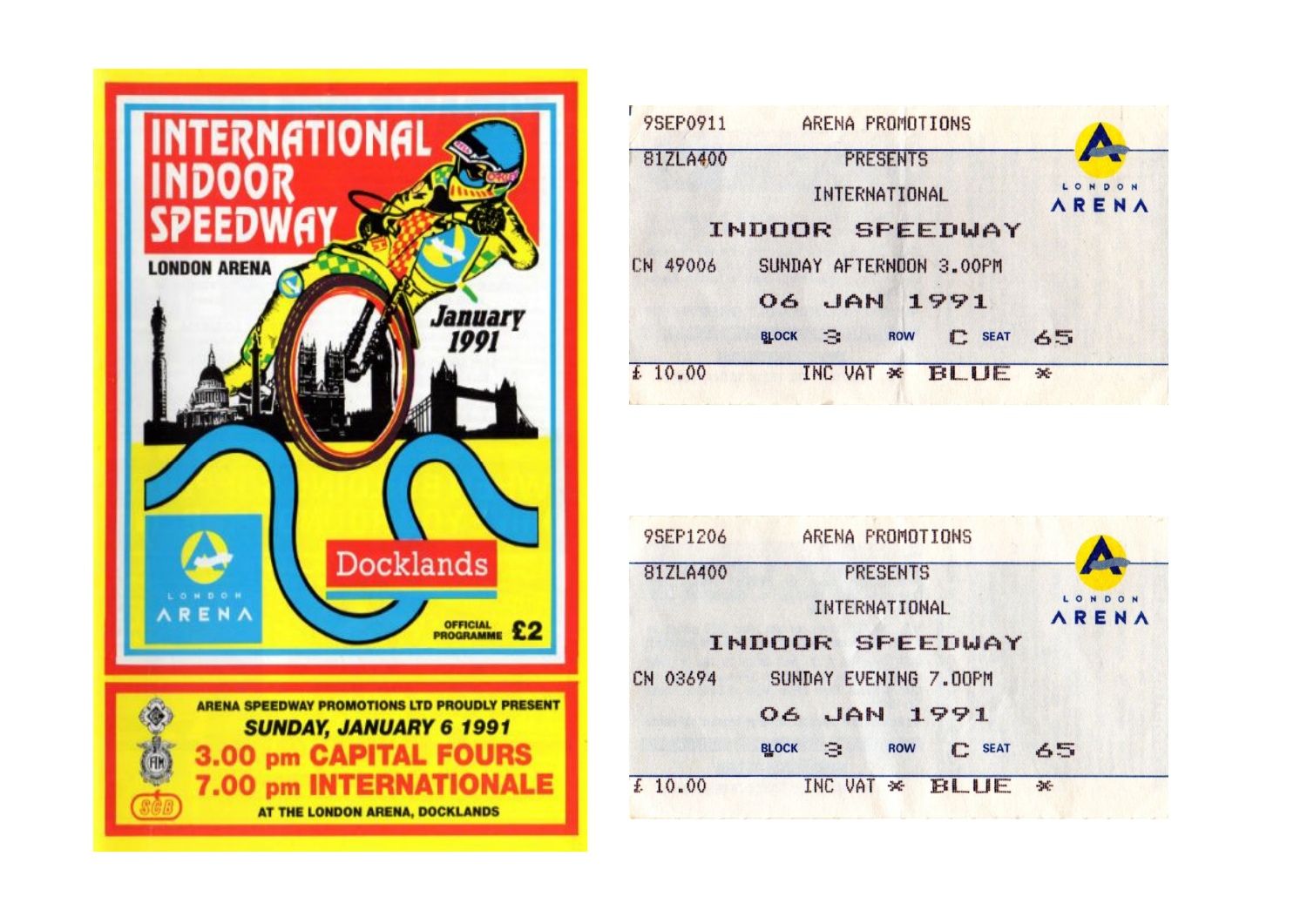# INTERNATIONAL INDOOR SPEEDWAY

**LONDON ARENA**

*January 1991*

LONDON ARENA

Docklands

OFFICIAL PROGRAMME £2

**ARENA SPEEDWAY PROMOTIONS LTD PROUDLY PRESENT**

***SUNDAY, JANUARY 6 1991***

**3.00 pm CAPITAL FOURS**

**7.00 pm INTERNATIONALE**

**AT THE LONDON ARENA, DOCKLANDS**

---

9SEP0911 ARENA PROMOTIONS
81ZLA400 PRESENTS
INTERNATIONAL
INDOOR SPEEDWAY
CN 49006 SUNDAY AFTERNOON 3.00PM
06 JAN 1991
BLOCK 3 ROW C SEAT 65
£ 10.00 INC VAT * BLUE *

LONDON ARENA

---

9SEP1206 ARENA PROMOTIONS
81ZLA400 PRESENTS
INTERNATIONAL
INDOOR SPEEDWAY
CN 03694 SUNDAY EVENING 7.00PM
06 JAN 1991
BLOCK 3 ROW C SEAT 65
£ 10.00 INC VAT * BLUE *

LONDON ARENA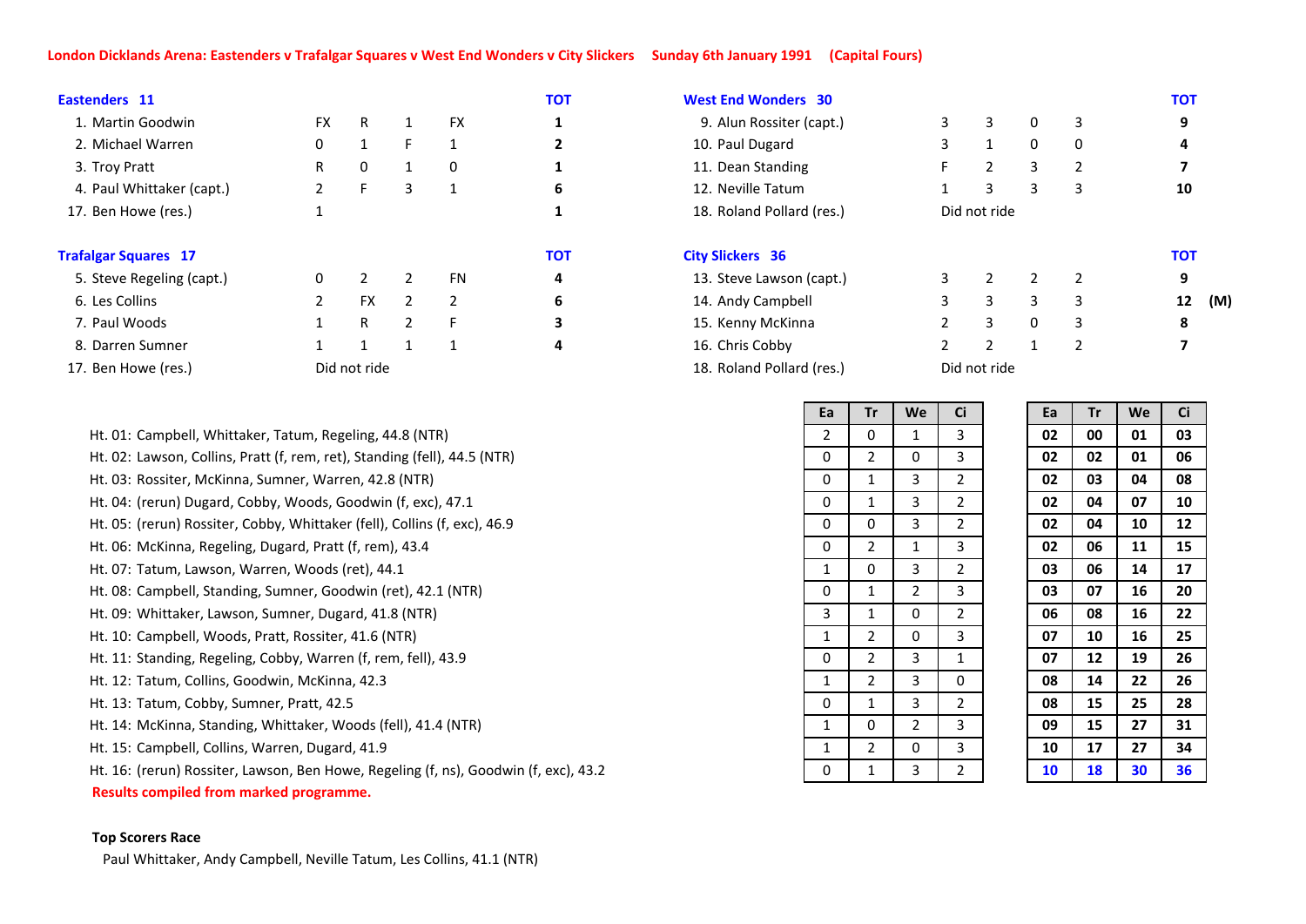**London Dicklands Arena: Eastenders v Trafalgar Squares v West End Wonders v City Slickers     Sunday 6th January 1991     (Capital Fours)**

| **Eastenders 11** | | | | | **TOT** |
|---|---|---|---|---|---|
| 1. Martin Goodwin | FX | R | 1 | FX | **1** |
| 2. Michael Warren | 0 | 1 | F | 1 | **2** |
| 3. Troy Pratt | R | 0 | 1 | 0 | **1** |
| 4. Paul Whittaker (capt.) | 2 | F | 3 | 1 | **6** |
| 17. Ben Howe (res.) | 1 | | | | **1** |

| **West End Wonders 30** | | | | | **TOT** |
|---|---|---|---|---|---|
| 9. Alun Rossiter (capt.) | 3 | 3 | 0 | 3 | **9** |
| 10. Paul Dugard | 3 | 1 | 0 | 0 | **4** |
| 11. Dean Standing | F | 2 | 3 | 2 | **7** |
| 12. Neville Tatum | 1 | 3 | 3 | 3 | **10** |
| 18. Roland Pollard (res.) | Did not ride | | | | |

| **Trafalgar Squares 17** | | | | | **TOT** |
|---|---|---|---|---|---|
| 5. Steve Regeling (capt.) | 0 | 2 | 2 | FN | **4** |
| 6. Les Collins | 2 | FX | 2 | 2 | **6** |
| 7. Paul Woods | 1 | R | 2 | F | **3** |
| 8. Darren Sumner | 1 | 1 | 1 | 1 | **4** |
| 17. Ben Howe (res.) | Did not ride | | | | |

| **City Slickers 36** | | | | | **TOT** | |
|---|---|---|---|---|---|---|
| 13. Steve Lawson (capt.) | 3 | 2 | 2 | 2 | **9** | |
| 14. Andy Campbell | 3 | 3 | 3 | 3 | **12** | **(M)** |
| 15. Kenny McKinna | 2 | 3 | 0 | 3 | **8** | |
| 16. Chris Cobby | 2 | 2 | 1 | 2 | **7** | |
| 18. Roland Pollard (res.) | Did not ride | | | | | |

| Heat | Ea | Tr | We | Ci | Ea | Tr | We | Ci |
|---|---|---|---|---|---|---|---|---|
| Ht. 01: Campbell, Whittaker, Tatum, Regeling, 44.8 (NTR) | 2 | 0 | 1 | 3 | **02** | **00** | **01** | **03** |
| Ht. 02: Lawson, Collins, Pratt (f, rem, ret), Standing (fell), 44.5 (NTR) | 0 | 2 | 0 | 3 | **02** | **02** | **01** | **06** |
| Ht. 03: Rossiter, McKinna, Sumner, Warren, 42.8 (NTR) | 0 | 1 | 3 | 2 | **02** | **03** | **04** | **08** |
| Ht. 04: (rerun) Dugard, Cobby, Woods, Goodwin (f, exc), 47.1 | 0 | 1 | 3 | 2 | **02** | **04** | **07** | **10** |
| Ht. 05: (rerun) Rossiter, Cobby, Whittaker (fell), Collins (f, exc), 46.9 | 0 | 0 | 3 | 2 | **02** | **04** | **10** | **12** |
| Ht. 06: McKinna, Regeling, Dugard, Pratt (f, rem), 43.4 | 0 | 2 | 1 | 3 | **02** | **06** | **11** | **15** |
| Ht. 07: Tatum, Lawson, Warren, Woods (ret), 44.1 | 1 | 0 | 3 | 2 | **03** | **06** | **14** | **17** |
| Ht. 08: Campbell, Standing, Sumner, Goodwin (ret), 42.1 (NTR) | 0 | 1 | 2 | 3 | **03** | **07** | **16** | **20** |
| Ht. 09: Whittaker, Lawson, Sumner, Dugard, 41.8 (NTR) | 3 | 1 | 0 | 2 | **06** | **08** | **16** | **22** |
| Ht. 10: Campbell, Woods, Pratt, Rossiter, 41.6 (NTR) | 1 | 2 | 0 | 3 | **07** | **10** | **16** | **25** |
| Ht. 11: Standing, Regeling, Cobby, Warren (f, rem, fell), 43.9 | 0 | 2 | 3 | 1 | **07** | **12** | **19** | **26** |
| Ht. 12: Tatum, Collins, Goodwin, McKinna, 42.3 | 1 | 2 | 3 | 0 | **08** | **14** | **22** | **26** |
| Ht. 13: Tatum, Cobby, Sumner, Pratt, 42.5 | 0 | 1 | 3 | 2 | **08** | **15** | **25** | **28** |
| Ht. 14: McKinna, Standing, Whittaker, Woods (fell), 41.4 (NTR) | 1 | 0 | 2 | 3 | **09** | **15** | **27** | **31** |
| Ht. 15: Campbell, Collins, Warren, Dugard, 41.9 | 1 | 2 | 0 | 3 | **10** | **17** | **27** | **34** |
| Ht. 16: (rerun) Rossiter, Lawson, Ben Howe, Regeling (f, ns), Goodwin (f, exc), 43.2 | 0 | 1 | 3 | 2 | **10** | **18** | **30** | **36** |

**Results compiled from marked programme.**

**Top Scorers Race**

Paul Whittaker, Andy Campbell, Neville Tatum, Les Collins, 41.1 (NTR)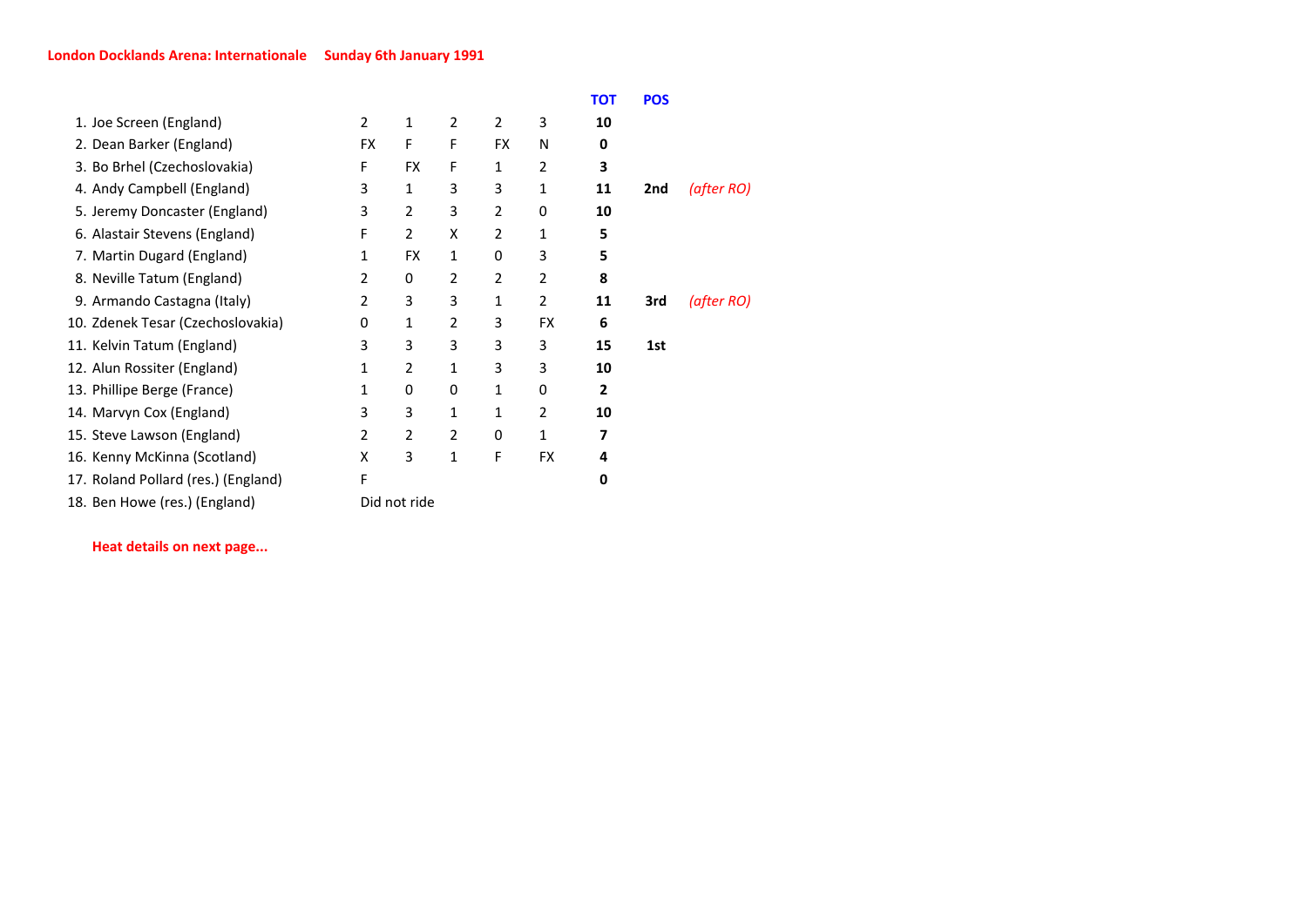**London Docklands Arena: Internationale** **Sunday 6th January 1991**

| Rider | | | | | | TOT | POS | |
|---|---|---|---|---|---|---|---|---|
| 1. Joe Screen (England) | 2 | 1 | 2 | 2 | 3 | **10** | | |
| 2. Dean Barker (England) | FX | F | F | FX | N | **0** | | |
| 3. Bo Brhel (Czechoslovakia) | F | FX | F | 1 | 2 | **3** | | |
| 4. Andy Campbell (England) | 3 | 1 | 3 | 3 | 1 | **11** | **2nd** | *(after RO)* |
| 5. Jeremy Doncaster (England) | 3 | 2 | 3 | 2 | 0 | **10** | | |
| 6. Alastair Stevens (England) | F | 2 | X | 2 | 1 | **5** | | |
| 7. Martin Dugard (England) | 1 | FX | 1 | 0 | 3 | **5** | | |
| 8. Neville Tatum (England) | 2 | 0 | 2 | 2 | 2 | **8** | | |
| 9. Armando Castagna (Italy) | 2 | 3 | 3 | 1 | 2 | **11** | **3rd** | *(after RO)* |
| 10. Zdenek Tesar (Czechoslovakia) | 0 | 1 | 2 | 3 | FX | **6** | | |
| 11. Kelvin Tatum (England) | 3 | 3 | 3 | 3 | 3 | **15** | **1st** | |
| 12. Alun Rossiter (England) | 1 | 2 | 1 | 3 | 3 | **10** | | |
| 13. Phillipe Berge (France) | 1 | 0 | 0 | 1 | 0 | **2** | | |
| 14. Marvyn Cox (England) | 3 | 3 | 1 | 1 | 2 | **10** | | |
| 15. Steve Lawson (England) | 2 | 2 | 2 | 0 | 1 | **7** | | |
| 16. Kenny McKinna (Scotland) | X | 3 | 1 | F | FX | **4** | | |
| 17. Roland Pollard (res.) (England) | F | | | | | **0** | | |
| 18. Ben Howe (res.) (England) | Did not ride | | | | | | | |

**Heat details on next page...**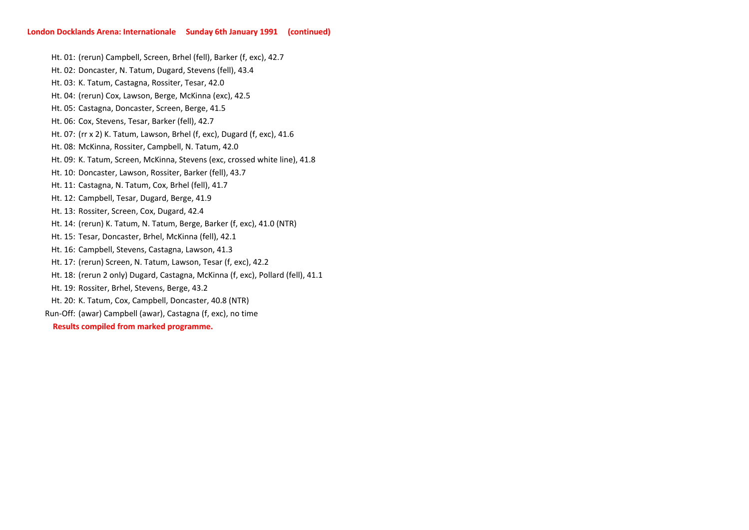**London Docklands Arena: Internationale     Sunday 6th January 1991     (continued)**

Ht. 01: (rerun) Campbell, Screen, Brhel (fell), Barker (f, exc), 42.7
Ht. 02: Doncaster, N. Tatum, Dugard, Stevens (fell), 43.4
Ht. 03: K. Tatum, Castagna, Rossiter, Tesar, 42.0
Ht. 04: (rerun) Cox, Lawson, Berge, McKinna (exc), 42.5
Ht. 05: Castagna, Doncaster, Screen, Berge, 41.5
Ht. 06: Cox, Stevens, Tesar, Barker (fell), 42.7
Ht. 07: (rr x 2) K. Tatum, Lawson, Brhel (f, exc), Dugard (f, exc), 41.6
Ht. 08: McKinna, Rossiter, Campbell, N. Tatum, 42.0
Ht. 09: K. Tatum, Screen, McKinna, Stevens (exc, crossed white line), 41.8
Ht. 10: Doncaster, Lawson, Rossiter, Barker (fell), 43.7
Ht. 11: Castagna, N. Tatum, Cox, Brhel (fell), 41.7
Ht. 12: Campbell, Tesar, Dugard, Berge, 41.9
Ht. 13: Rossiter, Screen, Cox, Dugard, 42.4
Ht. 14: (rerun) K. Tatum, N. Tatum, Berge, Barker (f, exc), 41.0 (NTR)
Ht. 15: Tesar, Doncaster, Brhel, McKinna (fell), 42.1
Ht. 16: Campbell, Stevens, Castagna, Lawson, 41.3
Ht. 17: (rerun) Screen, N. Tatum, Lawson, Tesar (f, exc), 42.2
Ht. 18: (rerun 2 only) Dugard, Castagna, McKinna (f, exc), Pollard (fell), 41.1
Ht. 19: Rossiter, Brhel, Stevens, Berge, 43.2
Ht. 20: K. Tatum, Cox, Campbell, Doncaster, 40.8 (NTR)
Run-Off: (awar) Campbell (awar), Castagna (f, exc), no time

**Results compiled from marked programme.**